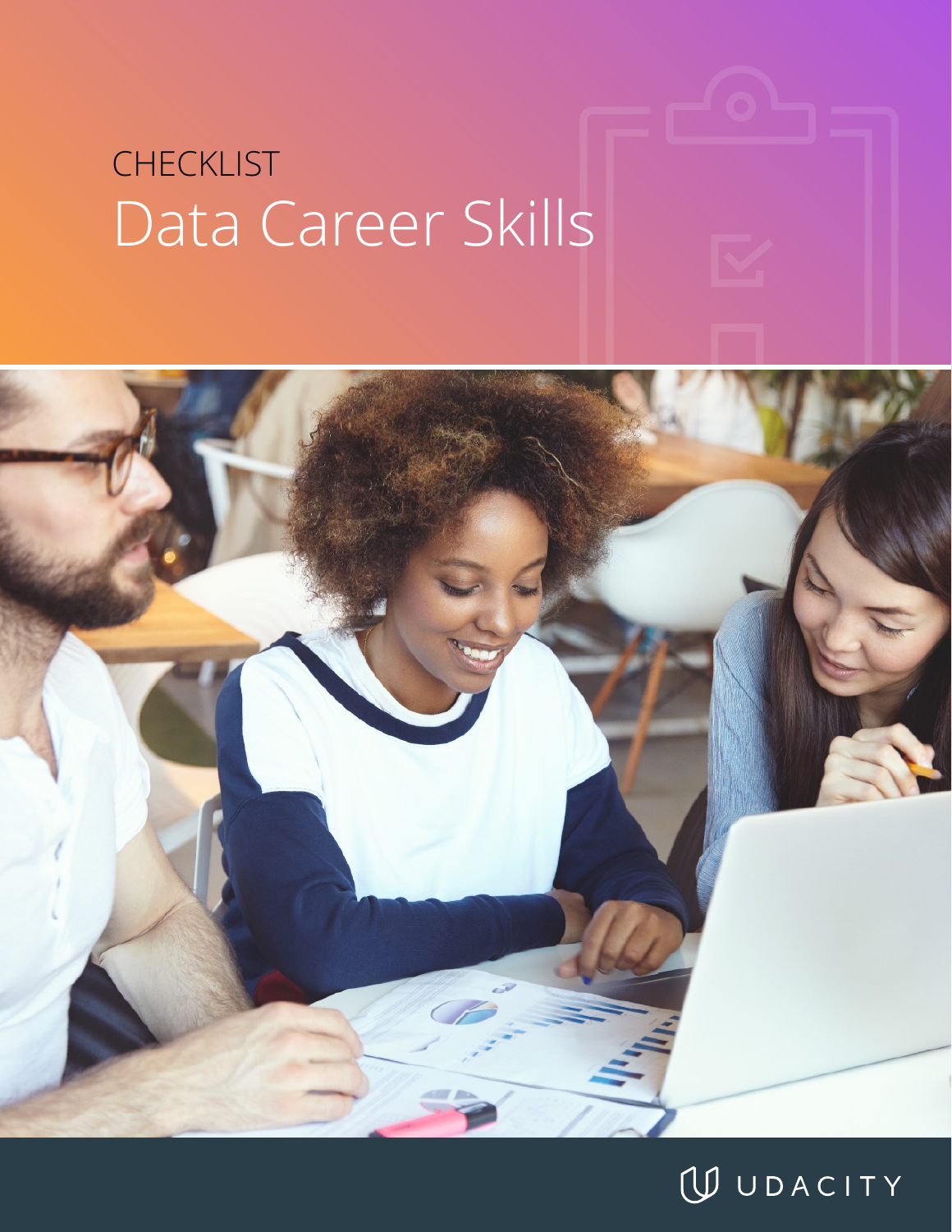CHECKLIST

# Data Career Skills

UDACITY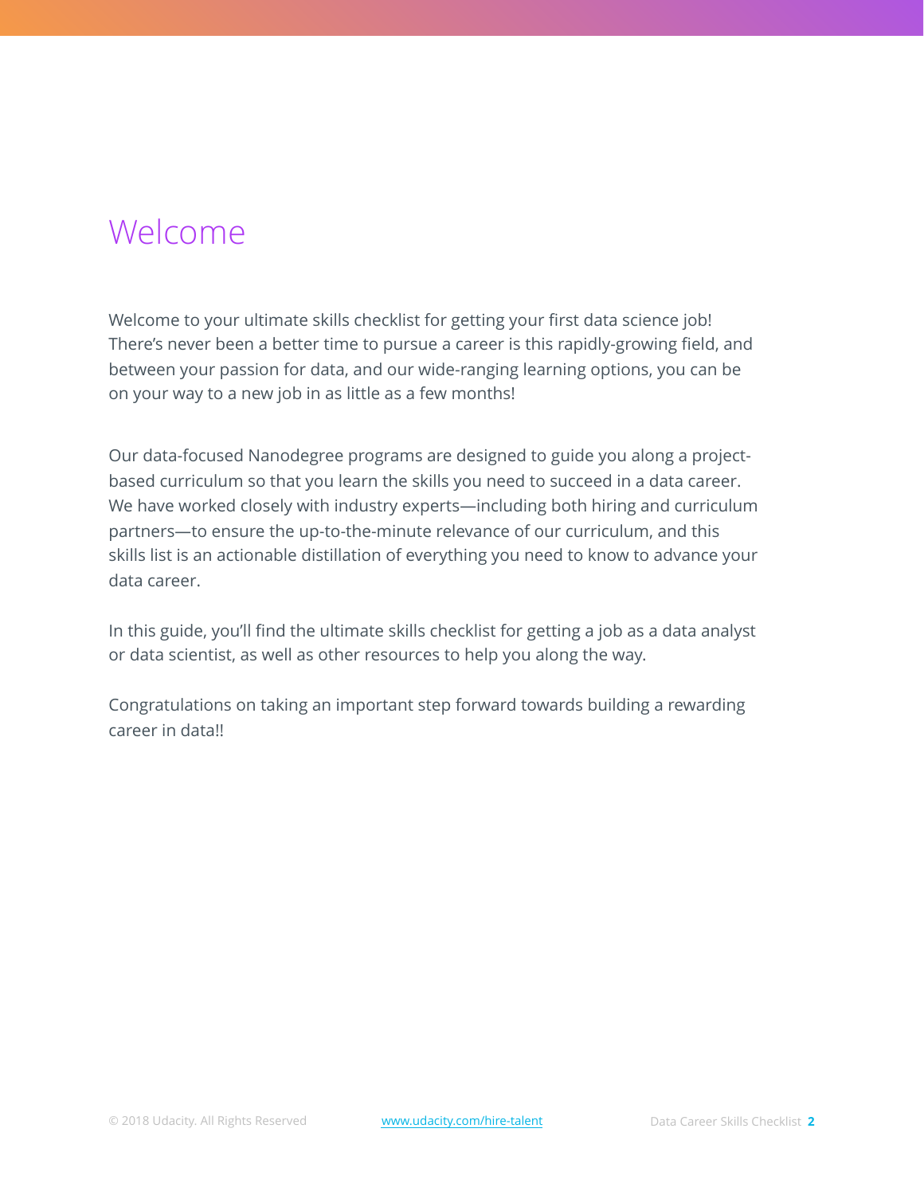# Welcome

Welcome to your ultimate skills checklist for getting your first data science job! There's never been a better time to pursue a career is this rapidly-growing field, and between your passion for data, and our wide-ranging learning options, you can be on your way to a new job in as little as a few months!

Our data-focused Nanodegree programs are designed to guide you along a project-based curriculum so that you learn the skills you need to succeed in a data career. We have worked closely with industry experts—including both hiring and curriculum partners—to ensure the up-to-the-minute relevance of our curriculum, and this skills list is an actionable distillation of everything you need to know to advance your data career.

In this guide, you'll find the ultimate skills checklist for getting a job as a data analyst or data scientist, as well as other resources to help you along the way.

Congratulations on taking an important step forward towards building a rewarding career in data!!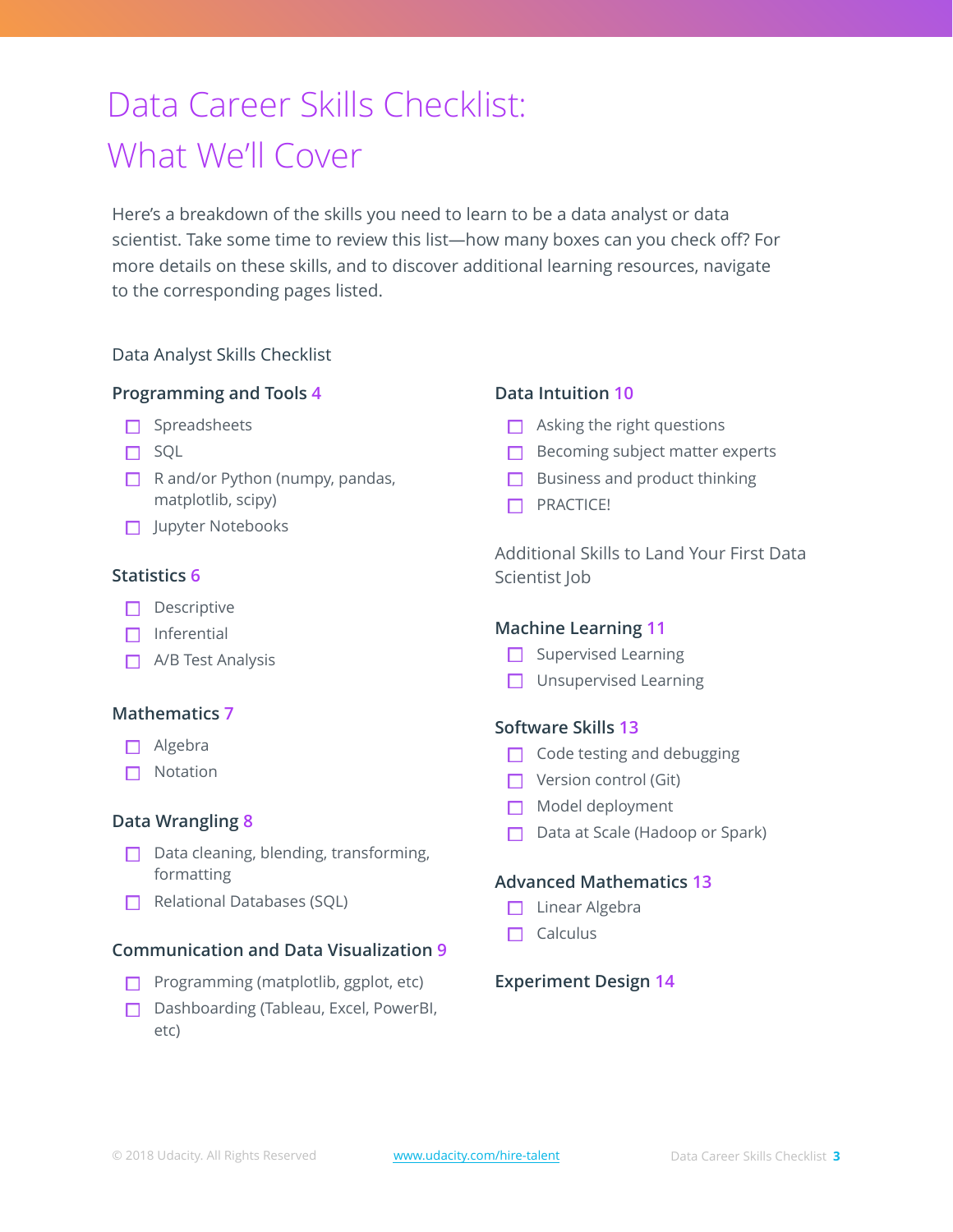# Data Career Skills Checklist: What We'll Cover

Here's a breakdown of the skills you need to learn to be a data analyst or data scientist. Take some time to review this list—how many boxes can you check off? For more details on these skills, and to discover additional learning resources, navigate to the corresponding pages listed.

## Data Analyst Skills Checklist

### Programming and Tools 4

- [ ] Spreadsheets
- [ ] SQL
- [ ] R and/or Python (numpy, pandas, matplotlib, scipy)
- [ ] Jupyter Notebooks

### Statistics 6

- [ ] Descriptive
- [ ] Inferential
- [ ] A/B Test Analysis

### Mathematics 7

- [ ] Algebra
- [ ] Notation

### Data Wrangling 8

- [ ] Data cleaning, blending, transforming, formatting
- [ ] Relational Databases (SQL)

### Communication and Data Visualization 9

- [ ] Programming (matplotlib, ggplot, etc)
- [ ] Dashboarding (Tableau, Excel, PowerBI, etc)

### Data Intuition 10

- [ ] Asking the right questions
- [ ] Becoming subject matter experts
- [ ] Business and product thinking
- [ ] PRACTICE!

## Additional Skills to Land Your First Data Scientist Job

### Machine Learning 11

- [ ] Supervised Learning
- [ ] Unsupervised Learning

### Software Skills 13

- [ ] Code testing and debugging
- [ ] Version control (Git)
- [ ] Model deployment
- [ ] Data at Scale (Hadoop or Spark)

### Advanced Mathematics 13

- [ ] Linear Algebra
- [ ] Calculus

### Experiment Design 14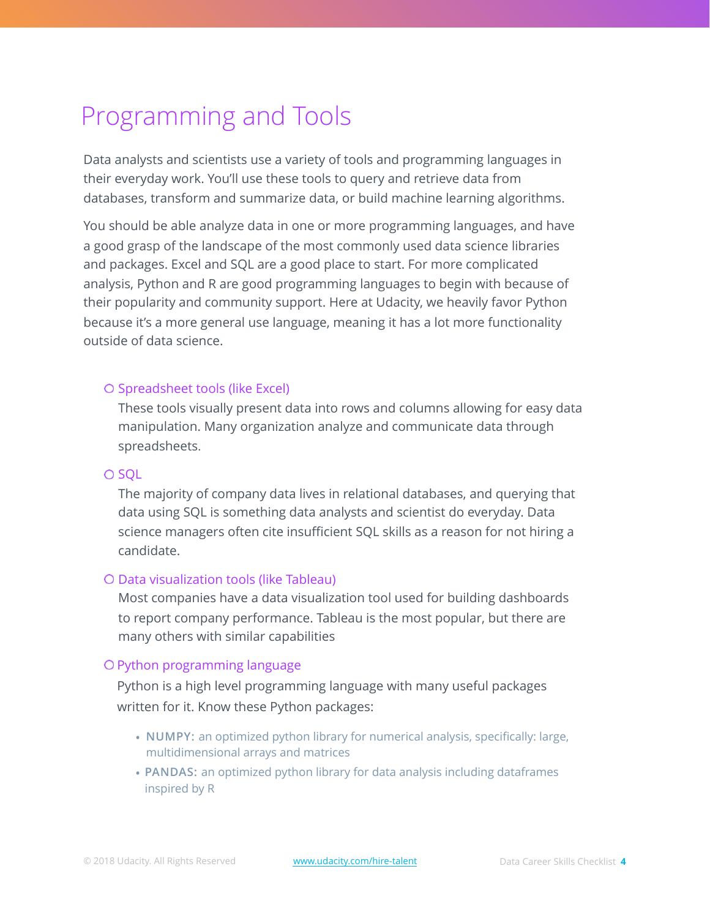# Programming and Tools

Data analysts and scientists use a variety of tools and programming languages in their everyday work. You'll use these tools to query and retrieve data from databases, transform and summarize data, or build machine learning algorithms.

You should be able analyze data in one or more programming languages, and have a good grasp of the landscape of the most commonly used data science libraries and packages. Excel and SQL are a good place to start. For more complicated analysis, Python and R are good programming languages to begin with because of their popularity and community support. Here at Udacity, we heavily favor Python because it's a more general use language, meaning it has a lot more functionality outside of data science.

- ○ Spreadsheet tools (like Excel)
  These tools visually present data into rows and columns allowing for easy data manipulation. Many organization analyze and communicate data through spreadsheets.

- ○ SQL
  The majority of company data lives in relational databases, and querying that data using SQL is something data analysts and scientist do everyday. Data science managers often cite insufficient SQL skills as a reason for not hiring a candidate.

- ○ Data visualization tools (like Tableau)
  Most companies have a data visualization tool used for building dashboards to report company performance. Tableau is the most popular, but there are many others with similar capabilities

- ○ Python programming language
  Python is a high level programming language with many useful packages written for it. Know these Python packages:

  - **NUMPY:** an optimized python library for numerical analysis, specifically: large, multidimensional arrays and matrices
  - **PANDAS:** an optimized python library for data analysis including dataframes inspired by R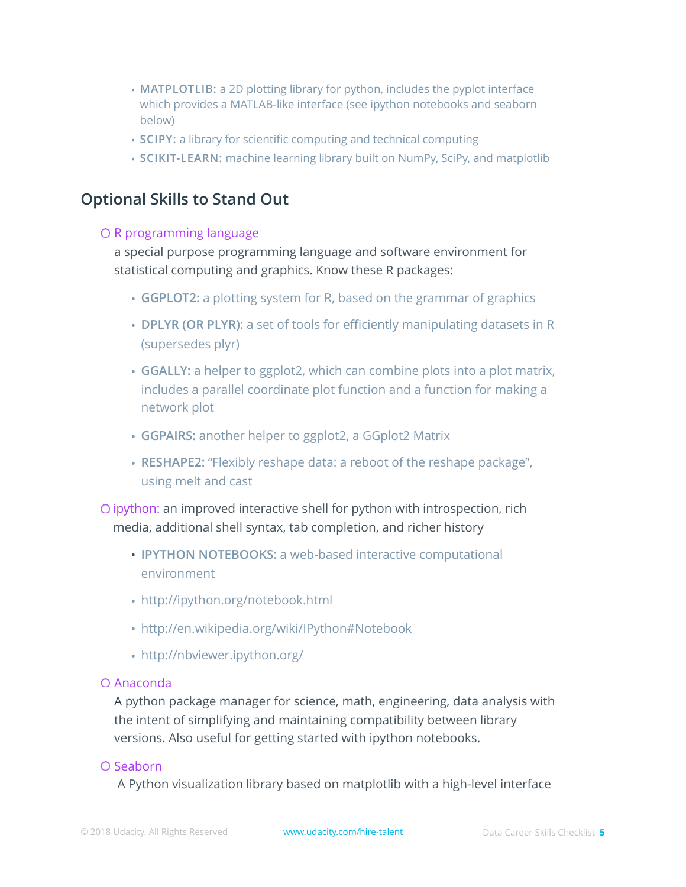- **MATPLOTLIB:** a 2D plotting library for python, includes the pyplot interface which provides a MATLAB-like interface (see ipython notebooks and seaborn below)
- **SCIPY:** a library for scientific computing and technical computing
- **SCIKIT-LEARN:** machine learning library built on NumPy, SciPy, and matplotlib

## Optional Skills to Stand Out

- ○ R programming language

  a special purpose programming language and software environment for statistical computing and graphics. Know these R packages:

  - **GGPLOT2:** a plotting system for R, based on the grammar of graphics
  - **DPLYR (OR PLYR):** a set of tools for efficiently manipulating datasets in R (supersedes plyr)
  - **GGALLY:** a helper to ggplot2, which can combine plots into a plot matrix, includes a parallel coordinate plot function and a function for making a network plot
  - **GGPAIRS:** another helper to ggplot2, a GGplot2 Matrix
  - **RESHAPE2:** "Flexibly reshape data: a reboot of the reshape package", using melt and cast

- ○ ipython: an improved interactive shell for python with introspection, rich media, additional shell syntax, tab completion, and richer history

  - **IPYTHON NOTEBOOKS:** a web-based interactive computational environment
  - http://ipython.org/notebook.html
  - http://en.wikipedia.org/wiki/IPython#Notebook
  - http://nbviewer.ipython.org/

- ○ Anaconda

  A python package manager for science, math, engineering, data analysis with the intent of simplifying and maintaining compatibility between library versions. Also useful for getting started with ipython notebooks.

- ○ Seaborn

  A Python visualization library based on matplotlib with a high-level interface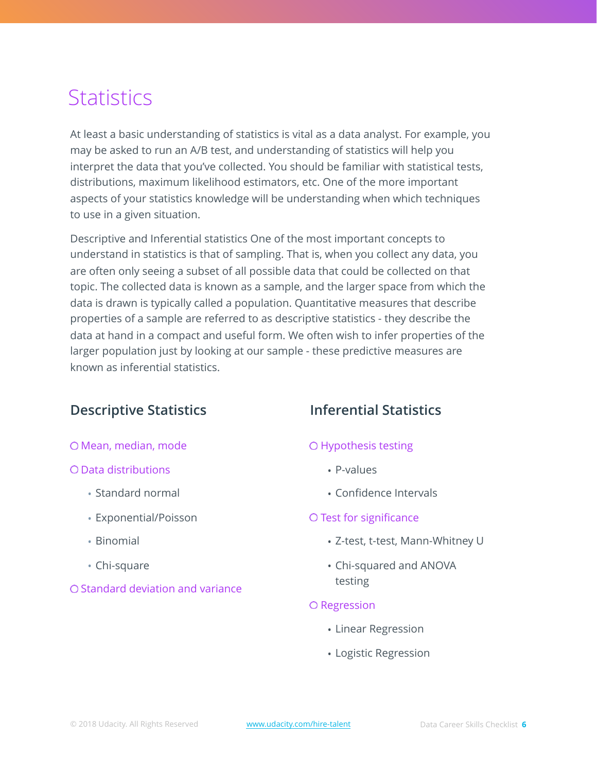# Statistics

At least a basic understanding of statistics is vital as a data analyst. For example, you may be asked to run an A/B test, and understanding of statistics will help you interpret the data that you've collected. You should be familiar with statistical tests, distributions, maximum likelihood estimators, etc. One of the more important aspects of your statistics knowledge will be understanding when which techniques to use in a given situation.

Descriptive and Inferential statistics One of the most important concepts to understand in statistics is that of sampling. That is, when you collect any data, you are often only seeing a subset of all possible data that could be collected on that topic. The collected data is known as a sample, and the larger space from which the data is drawn is typically called a population. Quantitative measures that describe properties of a sample are referred to as descriptive statistics - they describe the data at hand in a compact and useful form. We often wish to infer properties of the larger population just by looking at our sample - these predictive measures are known as inferential statistics.

## Descriptive Statistics

- ○ Mean, median, mode
- ○ Data distributions
  - Standard normal
  - Exponential/Poisson
  - Binomial
  - Chi-square
- ○ Standard deviation and variance

## Inferential Statistics

- ○ Hypothesis testing
  - P-values
  - Confidence Intervals
- ○ Test for significance
  - Z-test, t-test, Mann-Whitney U
  - Chi-squared and ANOVA testing
- ○ Regression
  - Linear Regression
  - Logistic Regression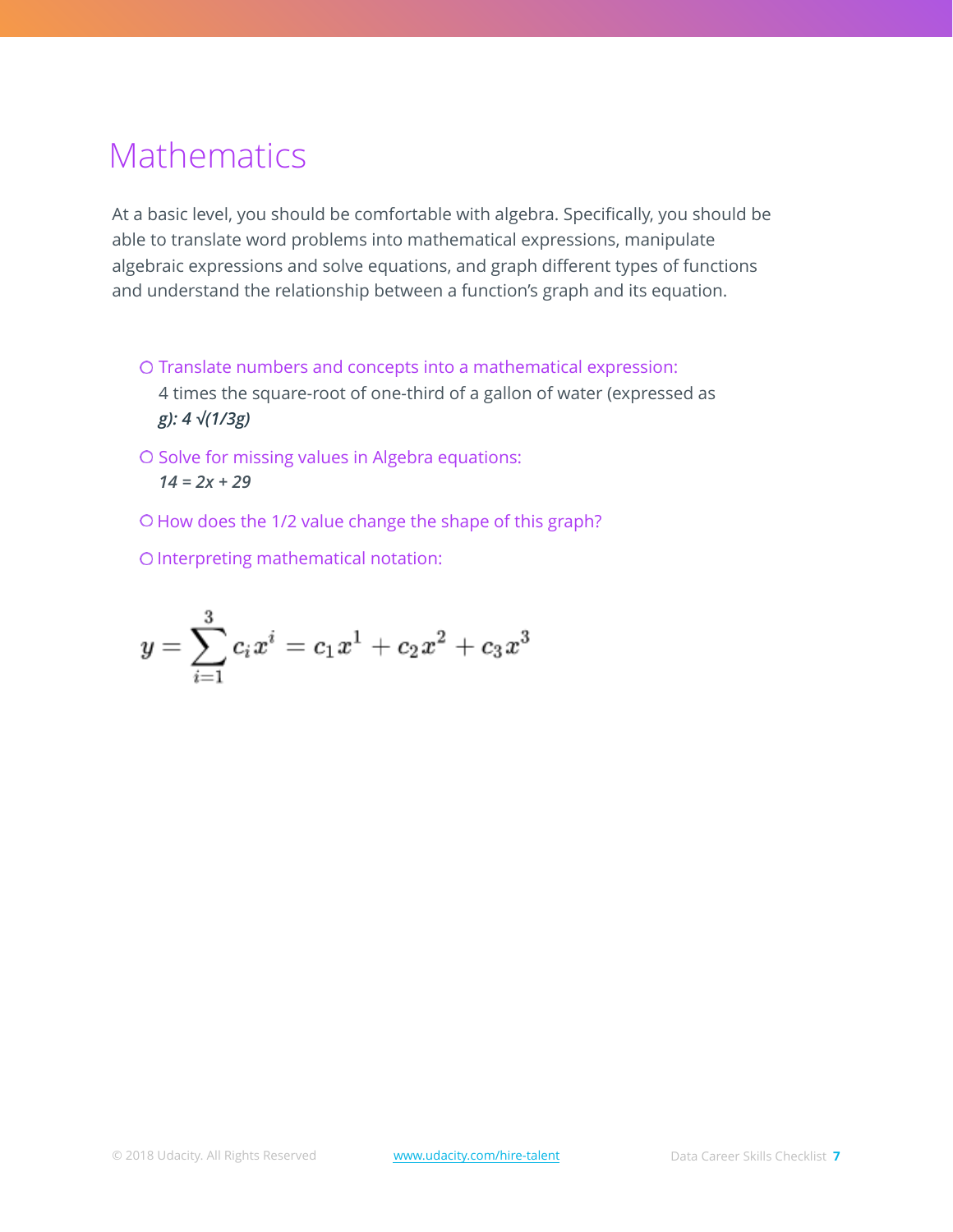# Mathematics

At a basic level, you should be comfortable with algebra. Specifically, you should be able to translate word problems into mathematical expressions, manipulate algebraic expressions and solve equations, and graph different types of functions and understand the relationship between a function's graph and its equation.

- Translate numbers and concepts into a mathematical expression:
  4 times the square-root of one-third of a gallon of water (expressed as *g): 4 √(1/3g)*
- Solve for missing values in Algebra equations:
  *14 = 2x + 29*
- How does the 1/2 value change the shape of this graph?
- Interpreting mathematical notation:

$$y = \sum_{i=1}^{3} c_i x^i = c_1 x^1 + c_2 x^2 + c_3 x^3$$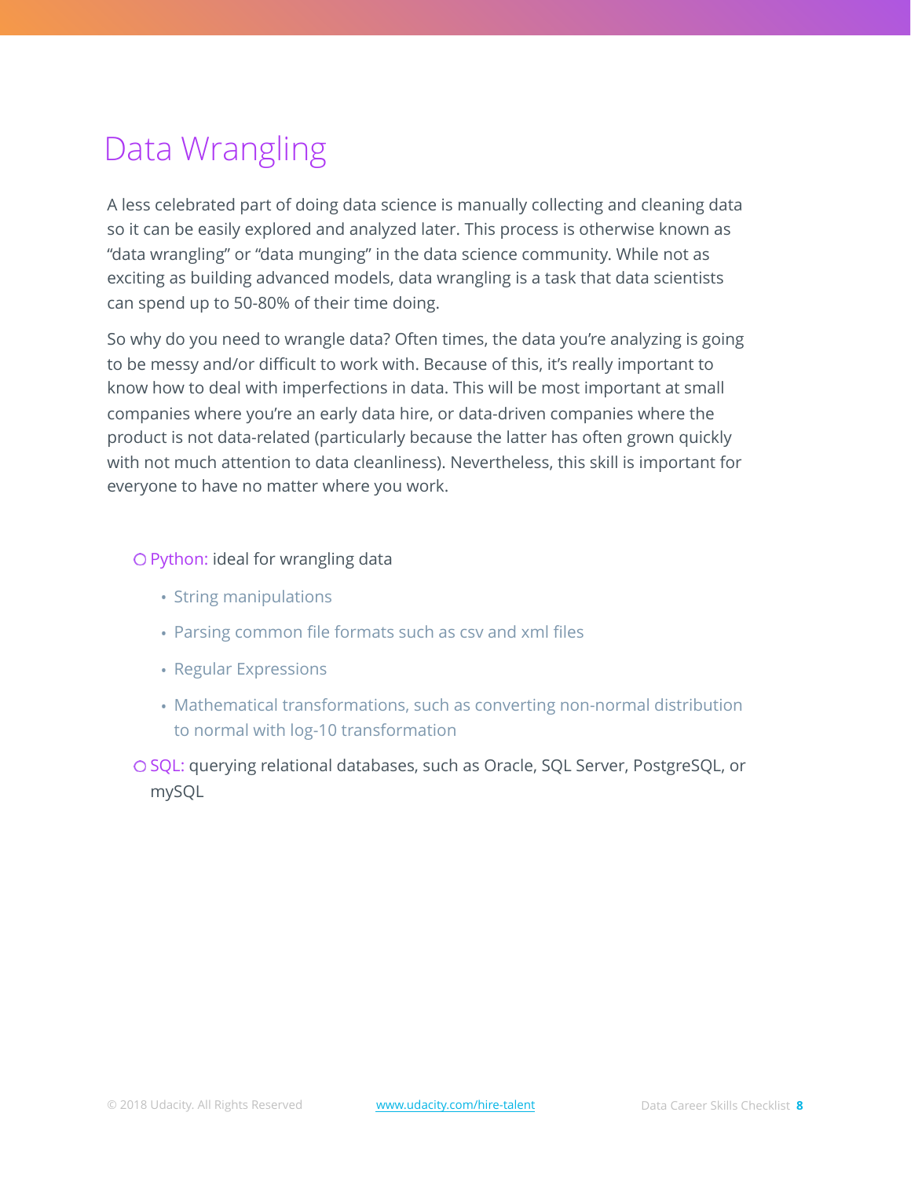# Data Wrangling

A less celebrated part of doing data science is manually collecting and cleaning data so it can be easily explored and analyzed later. This process is otherwise known as "data wrangling" or "data munging" in the data science community. While not as exciting as building advanced models, data wrangling is a task that data scientists can spend up to 50-80% of their time doing.

So why do you need to wrangle data? Often times, the data you're analyzing is going to be messy and/or difficult to work with. Because of this, it's really important to know how to deal with imperfections in data. This will be most important at small companies where you're an early data hire, or data-driven companies where the product is not data-related (particularly because the latter has often grown quickly with not much attention to data cleanliness). Nevertheless, this skill is important for everyone to have no matter where you work.

- ○ Python: ideal for wrangling data
  - String manipulations
  - Parsing common file formats such as csv and xml files
  - Regular Expressions
  - Mathematical transformations, such as converting non-normal distribution to normal with log-10 transformation
- ○ SQL: querying relational databases, such as Oracle, SQL Server, PostgreSQL, or mySQL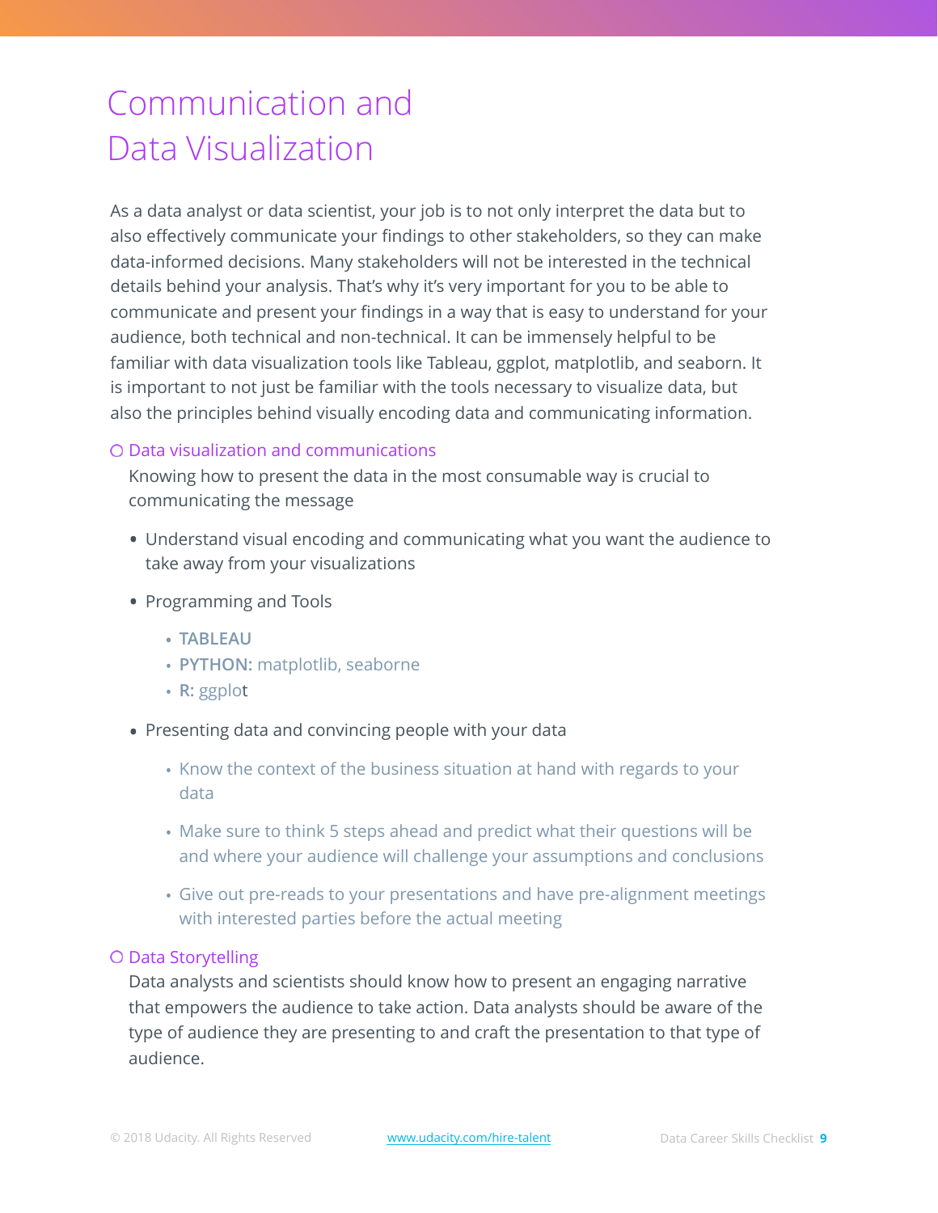# Communication and Data Visualization

As a data analyst or data scientist, your job is to not only interpret the data but to also effectively communicate your findings to other stakeholders, so they can make data-informed decisions. Many stakeholders will not be interested in the technical details behind your analysis. That's why it's very important for you to be able to communicate and present your findings in a way that is easy to understand for your audience, both technical and non-technical. It can be immensely helpful to be familiar with data visualization tools like Tableau, ggplot, matplotlib, and seaborn. It is important to not just be familiar with the tools necessary to visualize data, but also the principles behind visually encoding data and communicating information.

## Data visualization and communications

Knowing how to present the data in the most consumable way is crucial to communicating the message

- Understand visual encoding and communicating what you want the audience to take away from your visualizations
- Programming and Tools
  - **TABLEAU**
  - **PYTHON:** matplotlib, seaborne
  - **R:** ggplot
- Presenting data and convincing people with your data
  - Know the context of the business situation at hand with regards to your data
  - Make sure to think 5 steps ahead and predict what their questions will be and where your audience will challenge your assumptions and conclusions
  - Give out pre-reads to your presentations and have pre-alignment meetings with interested parties before the actual meeting

## Data Storytelling

Data analysts and scientists should know how to present an engaging narrative that empowers the audience to take action. Data analysts should be aware of the type of audience they are presenting to and craft the presentation to that type of audience.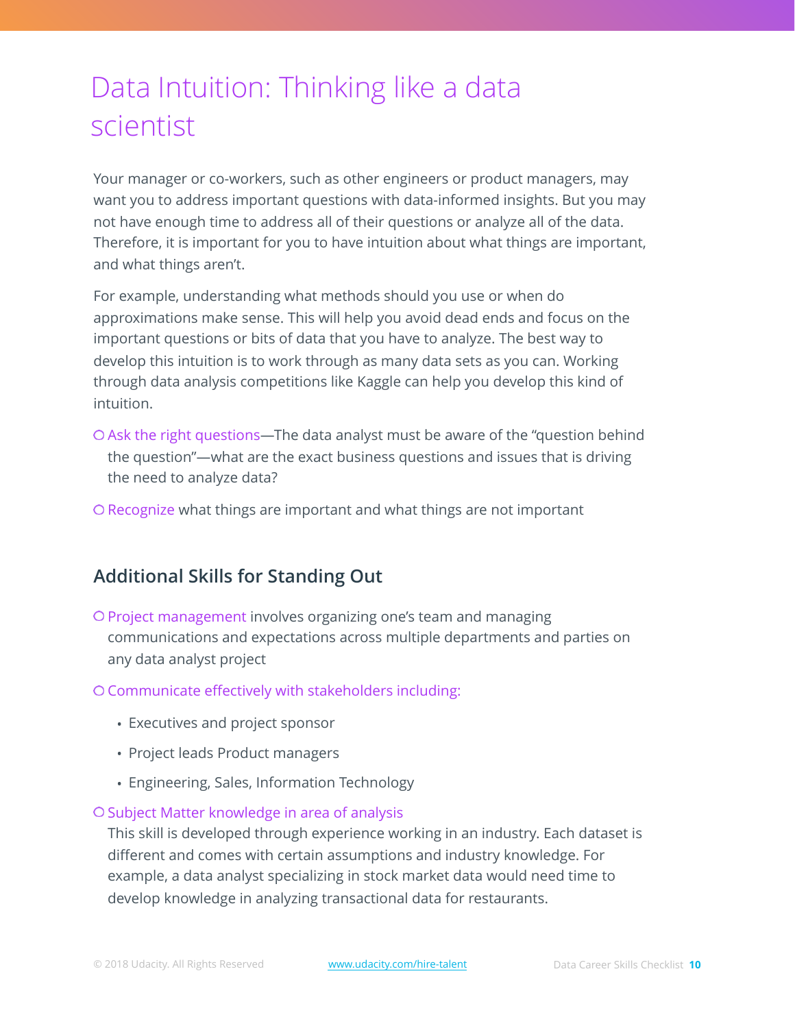# Data Intuition: Thinking like a data scientist

Your manager or co-workers, such as other engineers or product managers, may want you to address important questions with data-informed insights. But you may not have enough time to address all of their questions or analyze all of the data. Therefore, it is important for you to have intuition about what things are important, and what things aren't.

For example, understanding what methods should you use or when do approximations make sense. This will help you avoid dead ends and focus on the important questions or bits of data that you have to analyze. The best way to develop this intuition is to work through as many data sets as you can. Working through data analysis competitions like Kaggle can help you develop this kind of intuition.

- ○ Ask the right questions—The data analyst must be aware of the "question behind the question"—what are the exact business questions and issues that is driving the need to analyze data?
- ○ Recognize what things are important and what things are not important

## Additional Skills for Standing Out

- ○ Project management involves organizing one's team and managing communications and expectations across multiple departments and parties on any data analyst project
- ○ Communicate effectively with stakeholders including:
  - Executives and project sponsor
  - Project leads Product managers
  - Engineering, Sales, Information Technology
- ○ Subject Matter knowledge in area of analysis

  This skill is developed through experience working in an industry. Each dataset is different and comes with certain assumptions and industry knowledge. For example, a data analyst specializing in stock market data would need time to develop knowledge in analyzing transactional data for restaurants.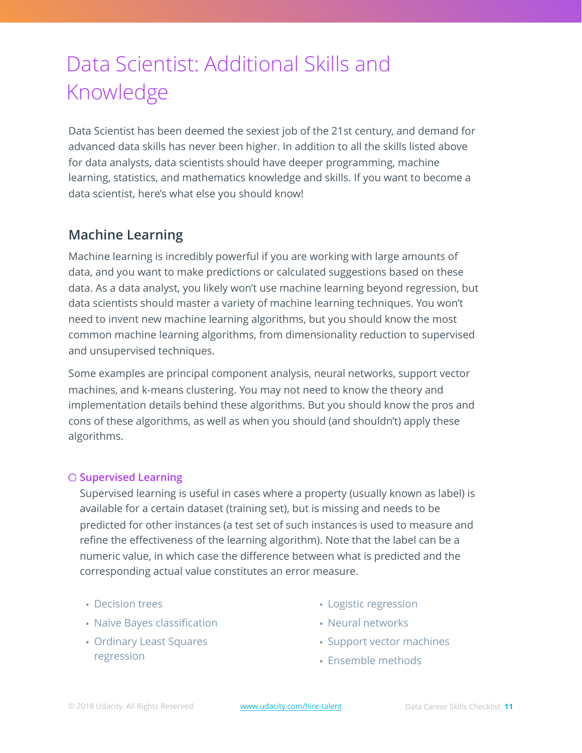# Data Scientist: Additional Skills and Knowledge

Data Scientist has been deemed the sexiest job of the 21st century, and demand for advanced data skills has never been higher. In addition to all the skills listed above for data analysts, data scientists should have deeper programming, machine learning, statistics, and mathematics knowledge and skills. If you want to become a data scientist, here's what else you should know!

## Machine Learning

Machine learning is incredibly powerful if you are working with large amounts of data, and you want to make predictions or calculated suggestions based on these data. As a data analyst, you likely won't use machine learning beyond regression, but data scientists should master a variety of machine learning techniques. You won't need to invent new machine learning algorithms, but you should know the most common machine learning algorithms, from dimensionality reduction to supervised and unsupervised techniques.

Some examples are principal component analysis, neural networks, support vector machines, and k-means clustering. You may not need to know the theory and implementation details behind these algorithms. But you should know the pros and cons of these algorithms, as well as when you should (and shouldn't) apply these algorithms.

- [ ] **Supervised Learning**

  Supervised learning is useful in cases where a property (usually known as label) is available for a certain dataset (training set), but is missing and needs to be predicted for other instances (a test set of such instances is used to measure and refine the effectiveness of the learning algorithm). Note that the label can be a numeric value, in which case the difference between what is predicted and the corresponding actual value constitutes an error measure.

  - Decision trees
  - Naive Bayes classification
  - Ordinary Least Squares regression
  - Logistic regression
  - Neural networks
  - Support vector machines
  - Ensemble methods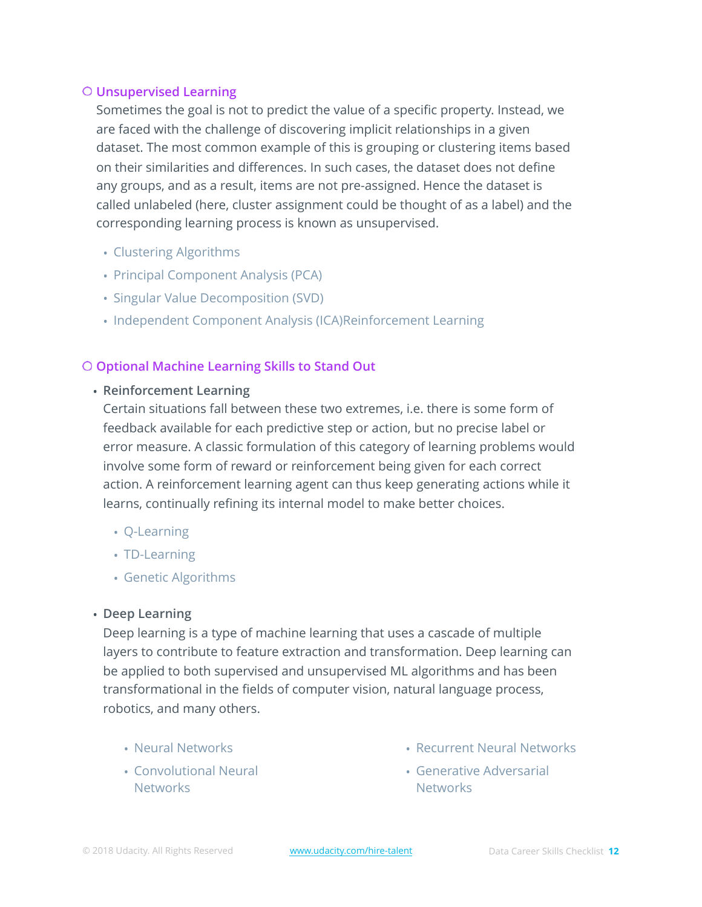## ○ Unsupervised Learning

Sometimes the goal is not to predict the value of a specific property. Instead, we are faced with the challenge of discovering implicit relationships in a given dataset. The most common example of this is grouping or clustering items based on their similarities and differences. In such cases, the dataset does not define any groups, and as a result, items are not pre-assigned. Hence the dataset is called unlabeled (here, cluster assignment could be thought of as a label) and the corresponding learning process is known as unsupervised.

- Clustering Algorithms
- Principal Component Analysis (PCA)
- Singular Value Decomposition (SVD)
- Independent Component Analysis (ICA)Reinforcement Learning

## ○ Optional Machine Learning Skills to Stand Out

- **Reinforcement Learning**

  Certain situations fall between these two extremes, i.e. there is some form of feedback available for each predictive step or action, but no precise label or error measure. A classic formulation of this category of learning problems would involve some form of reward or reinforcement being given for each correct action. A reinforcement learning agent can thus keep generating actions while it learns, continually refining its internal model to make better choices.

  - Q-Learning
  - TD-Learning
  - Genetic Algorithms

- **Deep Learning**

  Deep learning is a type of machine learning that uses a cascade of multiple layers to contribute to feature extraction and transformation. Deep learning can be applied to both supervised and unsupervised ML algorithms and has been transformational in the fields of computer vision, natural language process, robotics, and many others.

  - Neural Networks
  - Convolutional Neural Networks
  - Recurrent Neural Networks
  - Generative Adversarial Networks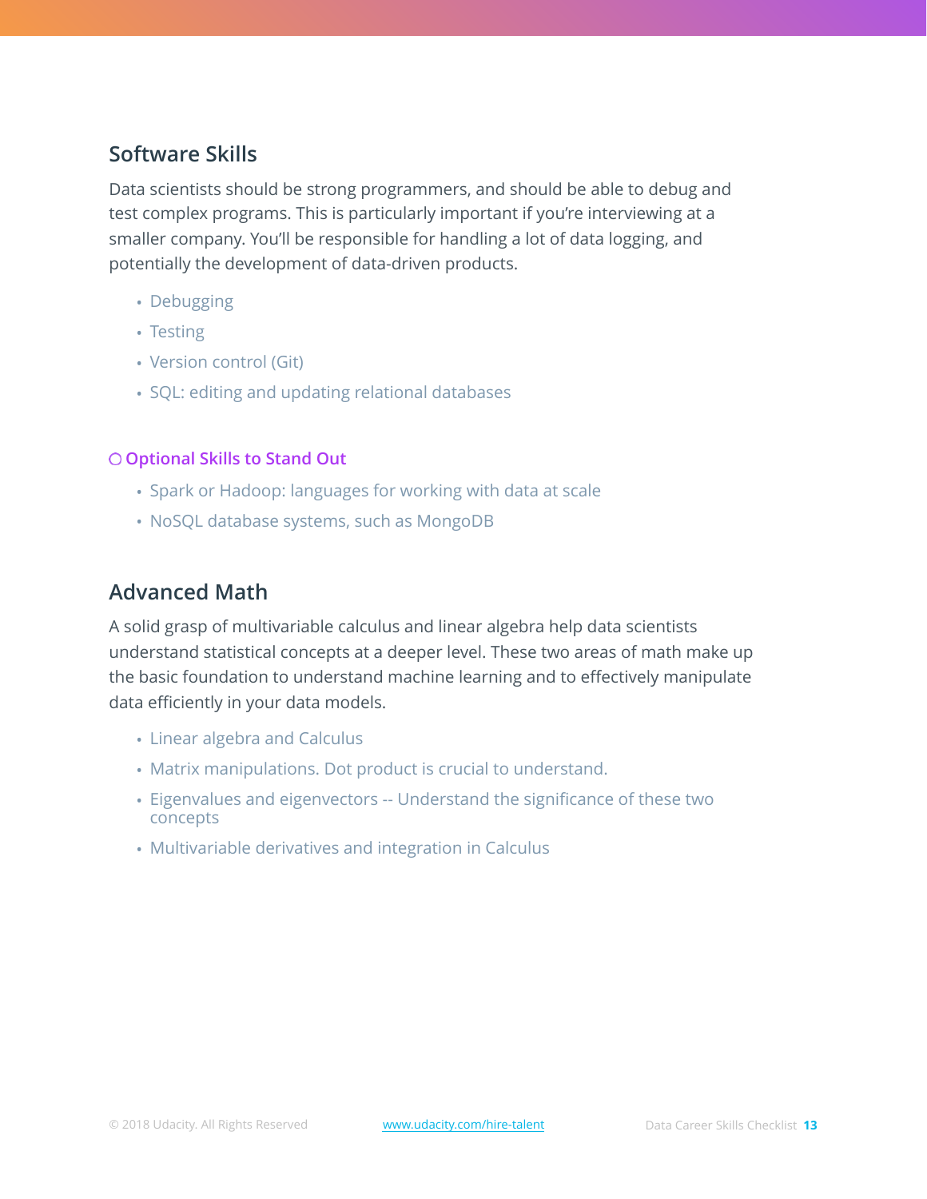## Software Skills

Data scientists should be strong programmers, and should be able to debug and test complex programs. This is particularly important if you're interviewing at a smaller company. You'll be responsible for handling a lot of data logging, and potentially the development of data-driven products.

- Debugging
- Testing
- Version control (Git)
- SQL: editing and updating relational databases

### ○ Optional Skills to Stand Out

- Spark or Hadoop: languages for working with data at scale
- NoSQL database systems, such as MongoDB

## Advanced Math

A solid grasp of multivariable calculus and linear algebra help data scientists understand statistical concepts at a deeper level. These two areas of math make up the basic foundation to understand machine learning and to effectively manipulate data efficiently in your data models.

- Linear algebra and Calculus
- Matrix manipulations. Dot product is crucial to understand.
- Eigenvalues and eigenvectors -- Understand the significance of these two concepts
- Multivariable derivatives and integration in Calculus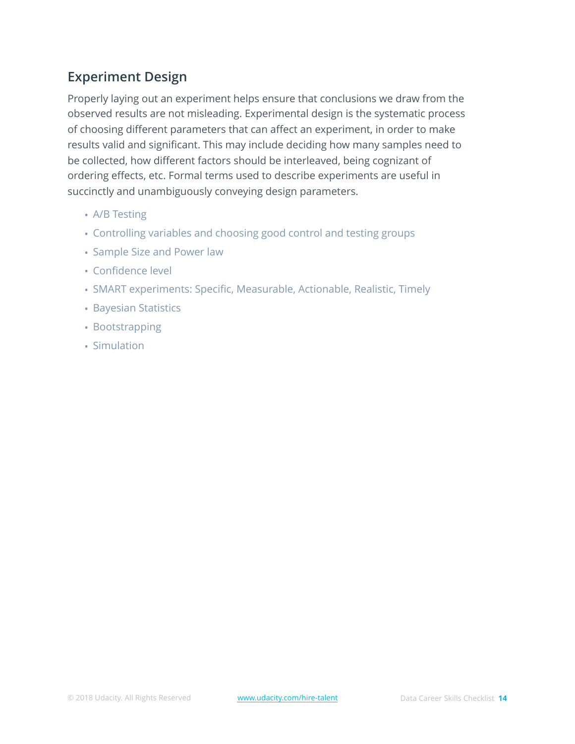## Experiment Design

Properly laying out an experiment helps ensure that conclusions we draw from the observed results are not misleading. Experimental design is the systematic process of choosing different parameters that can affect an experiment, in order to make results valid and significant. This may include deciding how many samples need to be collected, how different factors should be interleaved, being cognizant of ordering effects, etc. Formal terms used to describe experiments are useful in succinctly and unambiguously conveying design parameters.

- A/B Testing
- Controlling variables and choosing good control and testing groups
- Sample Size and Power law
- Confidence level
- SMART experiments: Specific, Measurable, Actionable, Realistic, Timely
- Bayesian Statistics
- Bootstrapping
- Simulation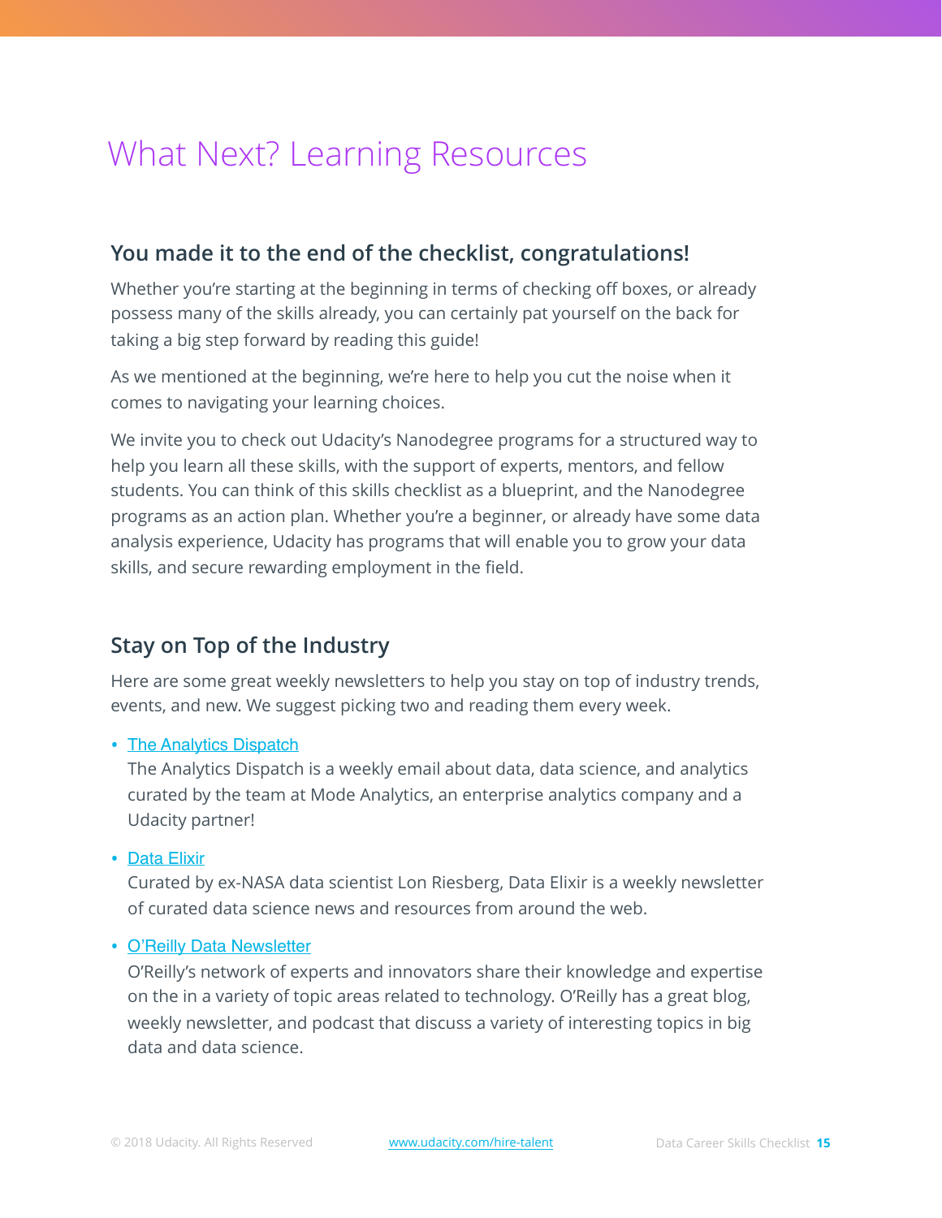# What Next? Learning Resources

## You made it to the end of the checklist, congratulations!

Whether you're starting at the beginning in terms of checking off boxes, or already possess many of the skills already, you can certainly pat yourself on the back for taking a big step forward by reading this guide!

As we mentioned at the beginning, we're here to help you cut the noise when it comes to navigating your learning choices.

We invite you to check out Udacity's Nanodegree programs for a structured way to help you learn all these skills, with the support of experts, mentors, and fellow students. You can think of this skills checklist as a blueprint, and the Nanodegree programs as an action plan. Whether you're a beginner, or already have some data analysis experience, Udacity has programs that will enable you to grow your data skills, and secure rewarding employment in the field.

## Stay on Top of the Industry

Here are some great weekly newsletters to help you stay on top of industry trends, events, and new. We suggest picking two and reading them every week.

- The Analytics Dispatch
  The Analytics Dispatch is a weekly email about data, data science, and analytics curated by the team at Mode Analytics, an enterprise analytics company and a Udacity partner!

- Data Elixir
  Curated by ex-NASA data scientist Lon Riesberg, Data Elixir is a weekly newsletter of curated data science news and resources from around the web.

- O'Reilly Data Newsletter
  O'Reilly's network of experts and innovators share their knowledge and expertise on the in a variety of topic areas related to technology. O'Reilly has a great blog, weekly newsletter, and podcast that discuss a variety of interesting topics in big data and data science.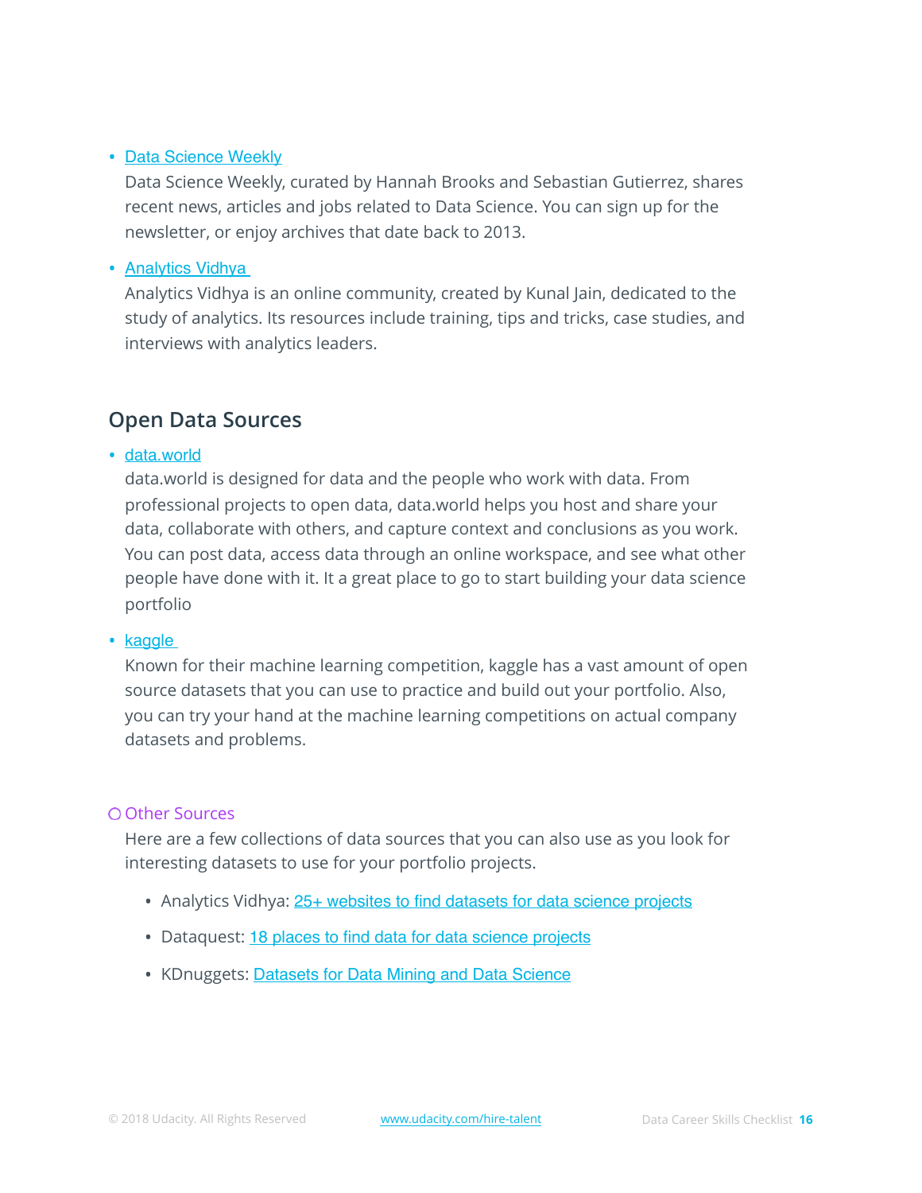- Data Science Weekly
  Data Science Weekly, curated by Hannah Brooks and Sebastian Gutierrez, shares recent news, articles and jobs related to Data Science. You can sign up for the newsletter, or enjoy archives that date back to 2013.

- Analytics Vidhya
  Analytics Vidhya is an online community, created by Kunal Jain, dedicated to the study of analytics. Its resources include training, tips and tricks, case studies, and interviews with analytics leaders.

## Open Data Sources

- data.world
  data.world is designed for data and the people who work with data. From professional projects to open data, data.world helps you host and share your data, collaborate with others, and capture context and conclusions as you work. You can post data, access data through an online workspace, and see what other people have done with it. It a great place to go to start building your data science portfolio

- kaggle
  Known for their machine learning competition, kaggle has a vast amount of open source datasets that you can use to practice and build out your portfolio. Also, you can try your hand at the machine learning competitions on actual company datasets and problems.

### ○ Other Sources

Here are a few collections of data sources that you can also use as you look for interesting datasets to use for your portfolio projects.

- Analytics Vidhya: 25+ websites to find datasets for data science projects
- Dataquest: 18 places to find data for data science projects
- KDnuggets: Datasets for Data Mining and Data Science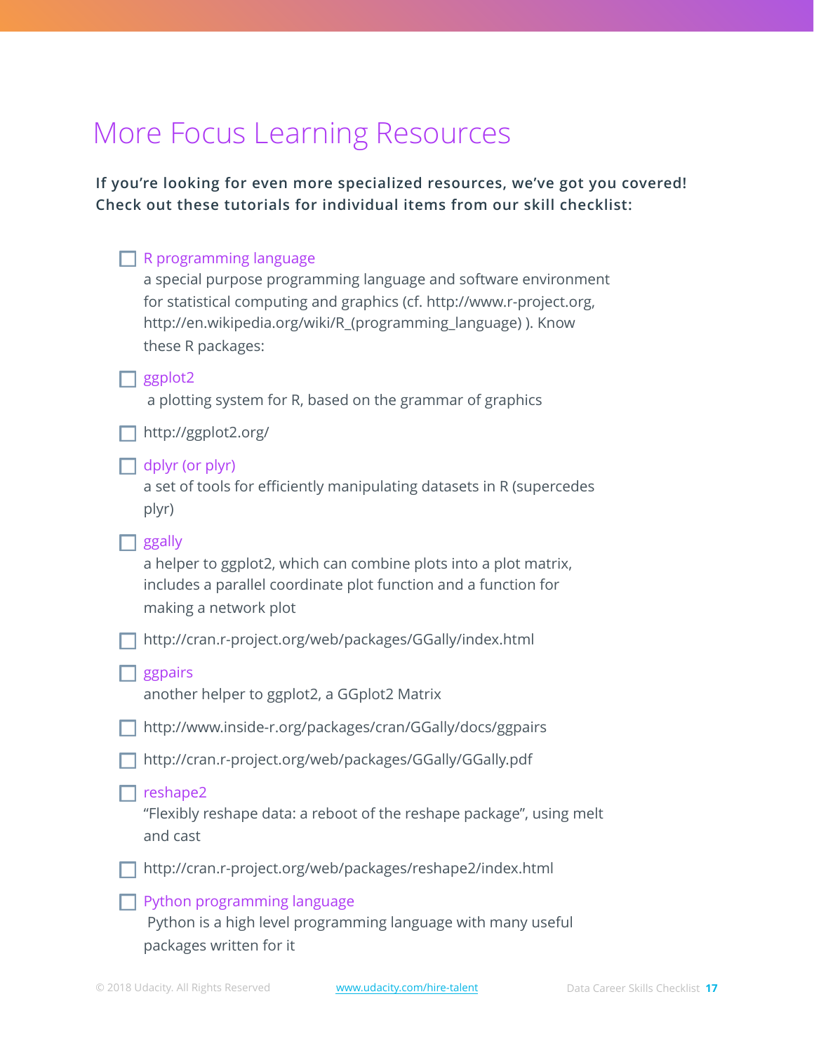# More Focus Learning Resources

**If you're looking for even more specialized resources, we've got you covered! Check out these tutorials for individual items from our skill checklist:**

- [ ] R programming language
  a special purpose programming language and software environment for statistical computing and graphics (cf. http://www.r-project.org, http://en.wikipedia.org/wiki/R_(programming_language) ). Know these R packages:
- [ ] ggplot2
  a plotting system for R, based on the grammar of graphics
- [ ] http://ggplot2.org/
- [ ] dplyr (or plyr)
  a set of tools for efficiently manipulating datasets in R (supercedes plyr)
- [ ] ggally
  a helper to ggplot2, which can combine plots into a plot matrix, includes a parallel coordinate plot function and a function for making a network plot
- [ ] http://cran.r-project.org/web/packages/GGally/index.html
- [ ] ggpairs
  another helper to ggplot2, a GGplot2 Matrix
- [ ] http://www.inside-r.org/packages/cran/GGally/docs/ggpairs
- [ ] http://cran.r-project.org/web/packages/GGally/GGally.pdf
- [ ] reshape2
  "Flexibly reshape data: a reboot of the reshape package", using melt and cast
- [ ] http://cran.r-project.org/web/packages/reshape2/index.html
- [ ] Python programming language
  Python is a high level programming language with many useful packages written for it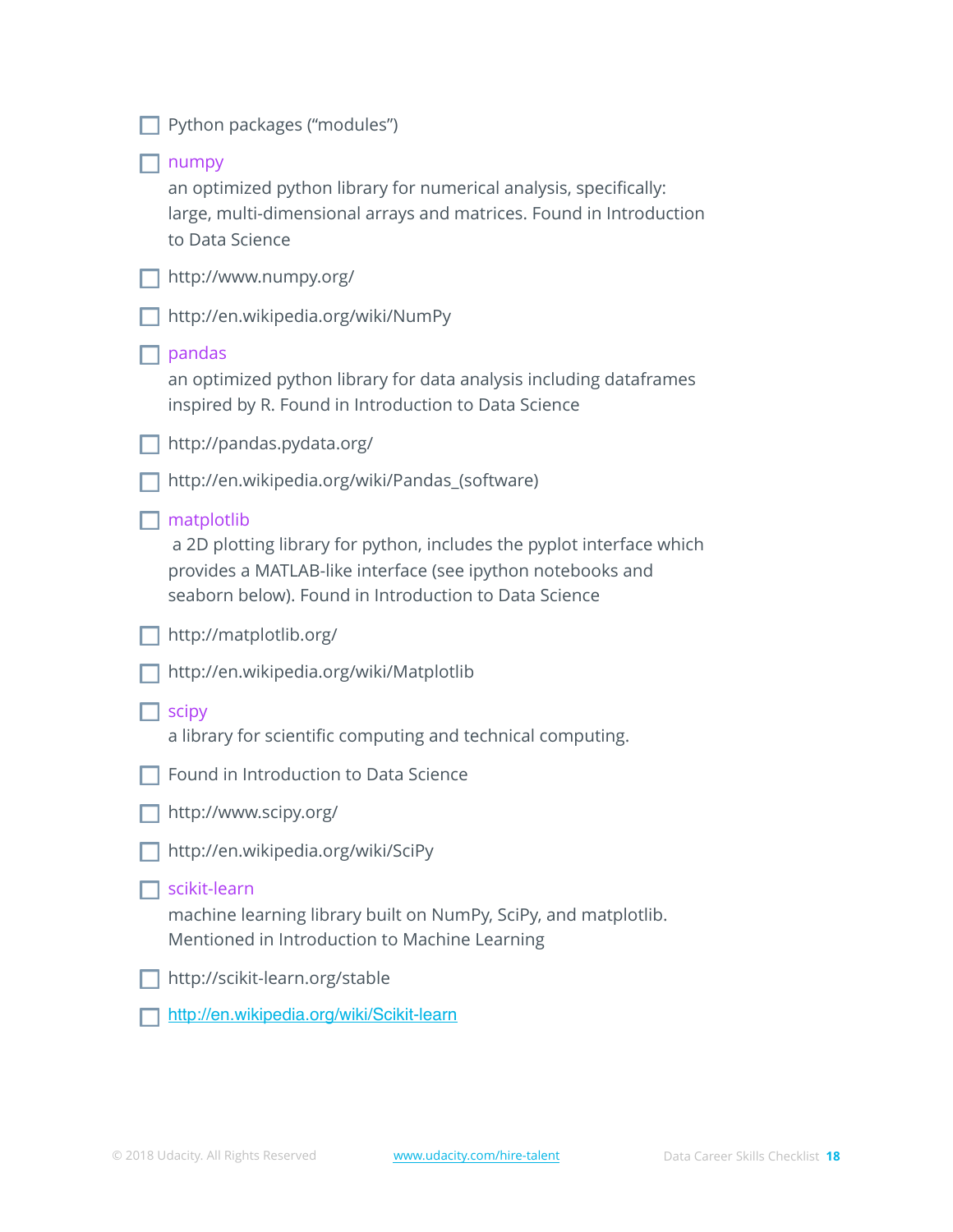- [ ] Python packages ("modules")
- [ ] numpy
  an optimized python library for numerical analysis, specifically: large, multi-dimensional arrays and matrices. Found in Introduction to Data Science
- [ ] http://www.numpy.org/
- [ ] http://en.wikipedia.org/wiki/NumPy
- [ ] pandas
  an optimized python library for data analysis including dataframes inspired by R. Found in Introduction to Data Science
- [ ] http://pandas.pydata.org/
- [ ] http://en.wikipedia.org/wiki/Pandas_(software)
- [ ] matplotlib
  a 2D plotting library for python, includes the pyplot interface which provides a MATLAB-like interface (see ipython notebooks and seaborn below). Found in Introduction to Data Science
- [ ] http://matplotlib.org/
- [ ] http://en.wikipedia.org/wiki/Matplotlib
- [ ] scipy
  a library for scientific computing and technical computing.
- [ ] Found in Introduction to Data Science
- [ ] http://www.scipy.org/
- [ ] http://en.wikipedia.org/wiki/SciPy
- [ ] scikit-learn
  machine learning library built on NumPy, SciPy, and matplotlib. Mentioned in Introduction to Machine Learning
- [ ] http://scikit-learn.org/stable
- [ ] http://en.wikipedia.org/wiki/Scikit-learn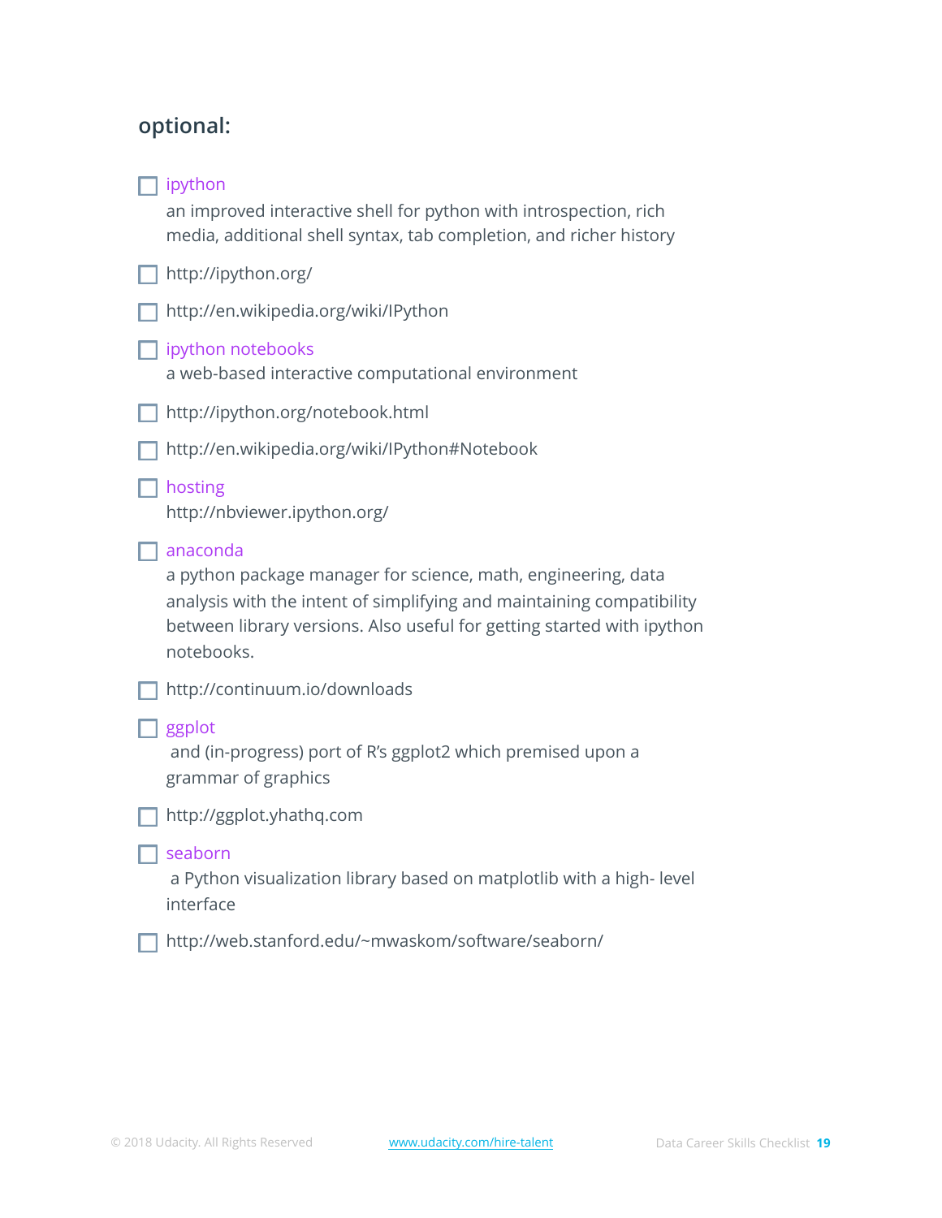## optional:

- [ ] ipython
  an improved interactive shell for python with introspection, rich media, additional shell syntax, tab completion, and richer history
- [ ] http://ipython.org/
- [ ] http://en.wikipedia.org/wiki/IPython
- [ ] ipython notebooks
  a web-based interactive computational environment
- [ ] http://ipython.org/notebook.html
- [ ] http://en.wikipedia.org/wiki/IPython#Notebook
- [ ] hosting
  http://nbviewer.ipython.org/
- [ ] anaconda
  a python package manager for science, math, engineering, data analysis with the intent of simplifying and maintaining compatibility between library versions. Also useful for getting started with ipython notebooks.
- [ ] http://continuum.io/downloads
- [ ] ggplot
  and (in-progress) port of R's ggplot2 which premised upon a grammar of graphics
- [ ] http://ggplot.yhathq.com
- [ ] seaborn
  a Python visualization library based on matplotlib with a high- level interface
- [ ] http://web.stanford.edu/~mwaskom/software/seaborn/